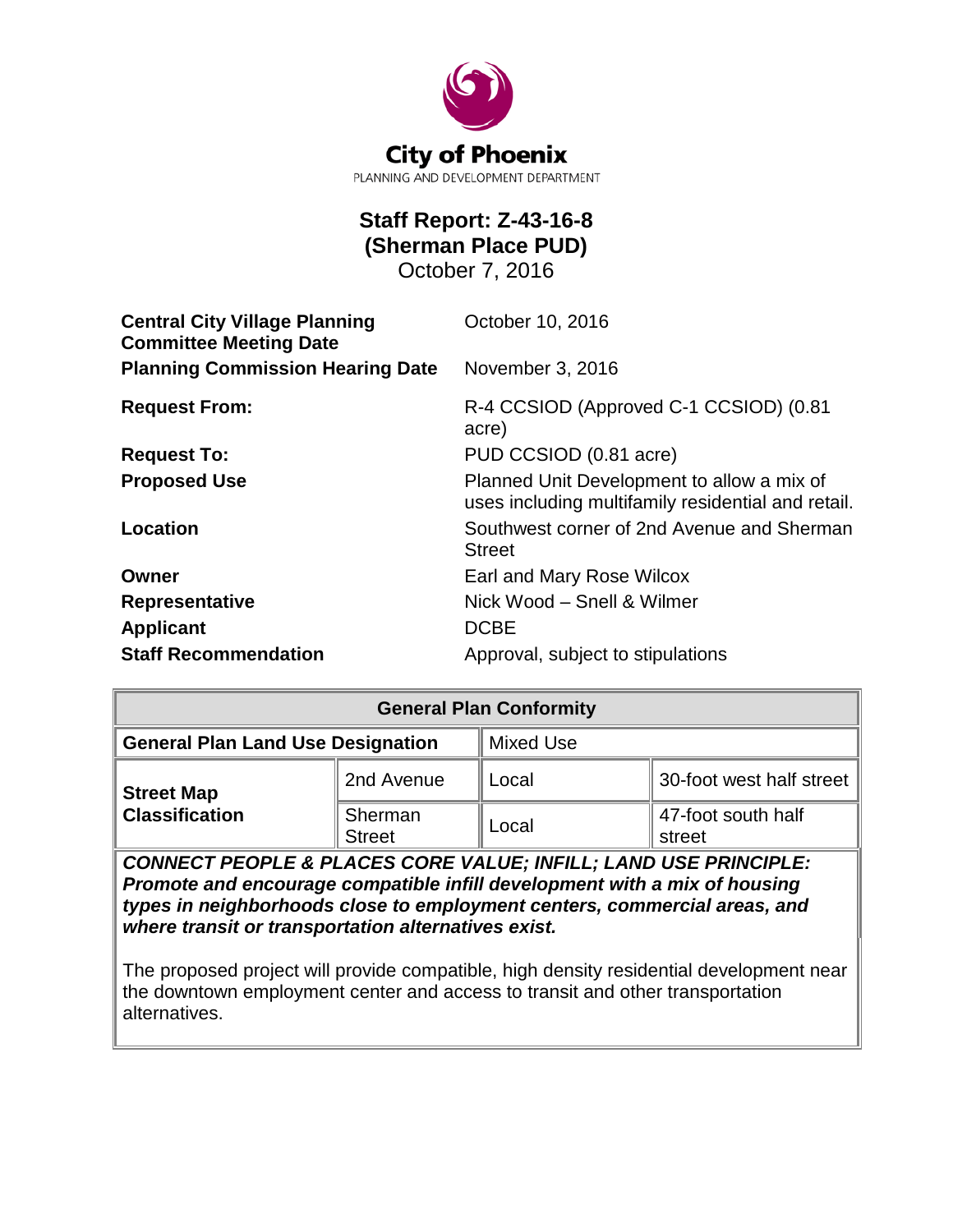City of Phoenix

PLANNING AND DEVELOPMENT DEPARTMENT

# Staff Report: Z-43-16-8
# (Sherman Place PUD)

October 7, 2016

| | |
|---|---|
| **Central City Village Planning Committee Meeting Date** | October 10, 2016 |
| **Planning Commission Hearing Date** | November 3, 2016 |
| **Request From:** | R-4 CCSIOD (Approved C-1 CCSIOD) (0.81 acre) |
| **Request To:** | PUD CCSIOD (0.81 acre) |
| **Proposed Use** | Planned Unit Development to allow a mix of uses including multifamily residential and retail. |
| **Location** | Southwest corner of 2nd Avenue and Sherman Street |
| **Owner** | Earl and Mary Rose Wilcox |
| **Representative** | Nick Wood – Snell & Wilmer |
| **Applicant** | DCBE |
| **Staff Recommendation** | Approval, subject to stipulations |

| General Plan Conformity | | | |
|---|---|---|---|
| **General Plan Land Use Designation** | | Mixed Use | |
| **Street Map Classification** | 2nd Avenue | Local | 30-foot west half street |
| | Sherman Street | Local | 47-foot south half street |

***CONNECT PEOPLE & PLACES CORE VALUE; INFILL; LAND USE PRINCIPLE: Promote and encourage compatible infill development with a mix of housing types in neighborhoods close to employment centers, commercial areas, and where transit or transportation alternatives exist.***

The proposed project will provide compatible, high density residential development near the downtown employment center and access to transit and other transportation alternatives.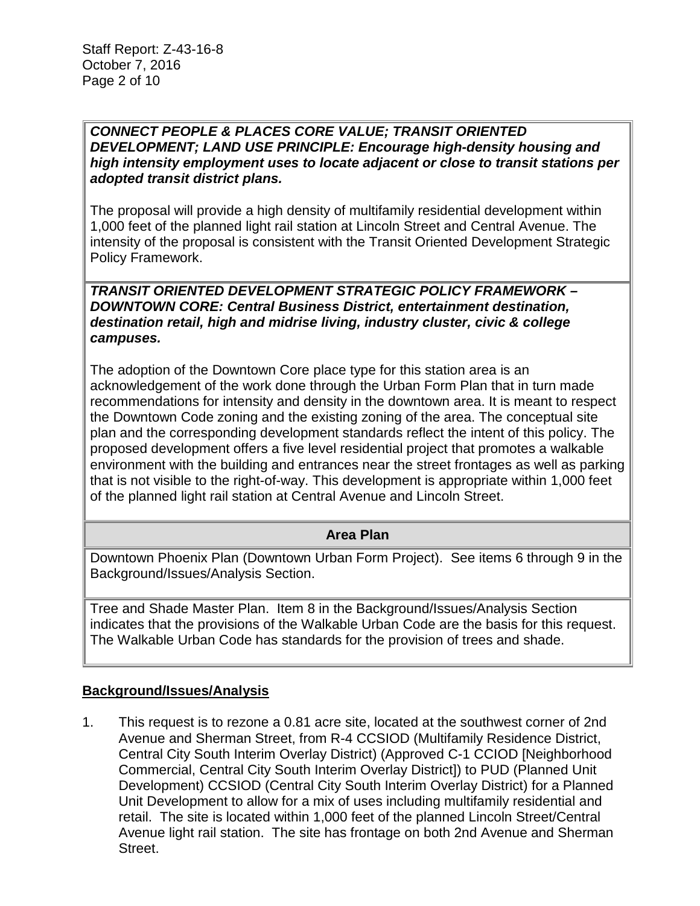***CONNECT PEOPLE & PLACES CORE VALUE; TRANSIT ORIENTED DEVELOPMENT; LAND USE PRINCIPLE: Encourage high-density housing and high intensity employment uses to locate adjacent or close to transit stations per adopted transit district plans.***

The proposal will provide a high density of multifamily residential development within 1,000 feet of the planned light rail station at Lincoln Street and Central Avenue. The intensity of the proposal is consistent with the Transit Oriented Development Strategic Policy Framework.

***TRANSIT ORIENTED DEVELOPMENT STRATEGIC POLICY FRAMEWORK – DOWNTOWN CORE: Central Business District, entertainment destination, destination retail, high and midrise living, industry cluster, civic & college campuses.***

The adoption of the Downtown Core place type for this station area is an acknowledgement of the work done through the Urban Form Plan that in turn made recommendations for intensity and density in the downtown area. It is meant to respect the Downtown Code zoning and the existing zoning of the area. The conceptual site plan and the corresponding development standards reflect the intent of this policy. The proposed development offers a five level residential project that promotes a walkable environment with the building and entrances near the street frontages as well as parking that is not visible to the right-of-way. This development is appropriate within 1,000 feet of the planned light rail station at Central Avenue and Lincoln Street.

**Area Plan**

Downtown Phoenix Plan (Downtown Urban Form Project). See items 6 through 9 in the Background/Issues/Analysis Section.

Tree and Shade Master Plan. Item 8 in the Background/Issues/Analysis Section indicates that the provisions of the Walkable Urban Code are the basis for this request. The Walkable Urban Code has standards for the provision of trees and shade.

## Background/Issues/Analysis

1. This request is to rezone a 0.81 acre site, located at the southwest corner of 2nd Avenue and Sherman Street, from R-4 CCSIOD (Multifamily Residence District, Central City South Interim Overlay District) (Approved C-1 CCIOD [Neighborhood Commercial, Central City South Interim Overlay District]) to PUD (Planned Unit Development) CCSIOD (Central City South Interim Overlay District) for a Planned Unit Development to allow for a mix of uses including multifamily residential and retail. The site is located within 1,000 feet of the planned Lincoln Street/Central Avenue light rail station. The site has frontage on both 2nd Avenue and Sherman Street.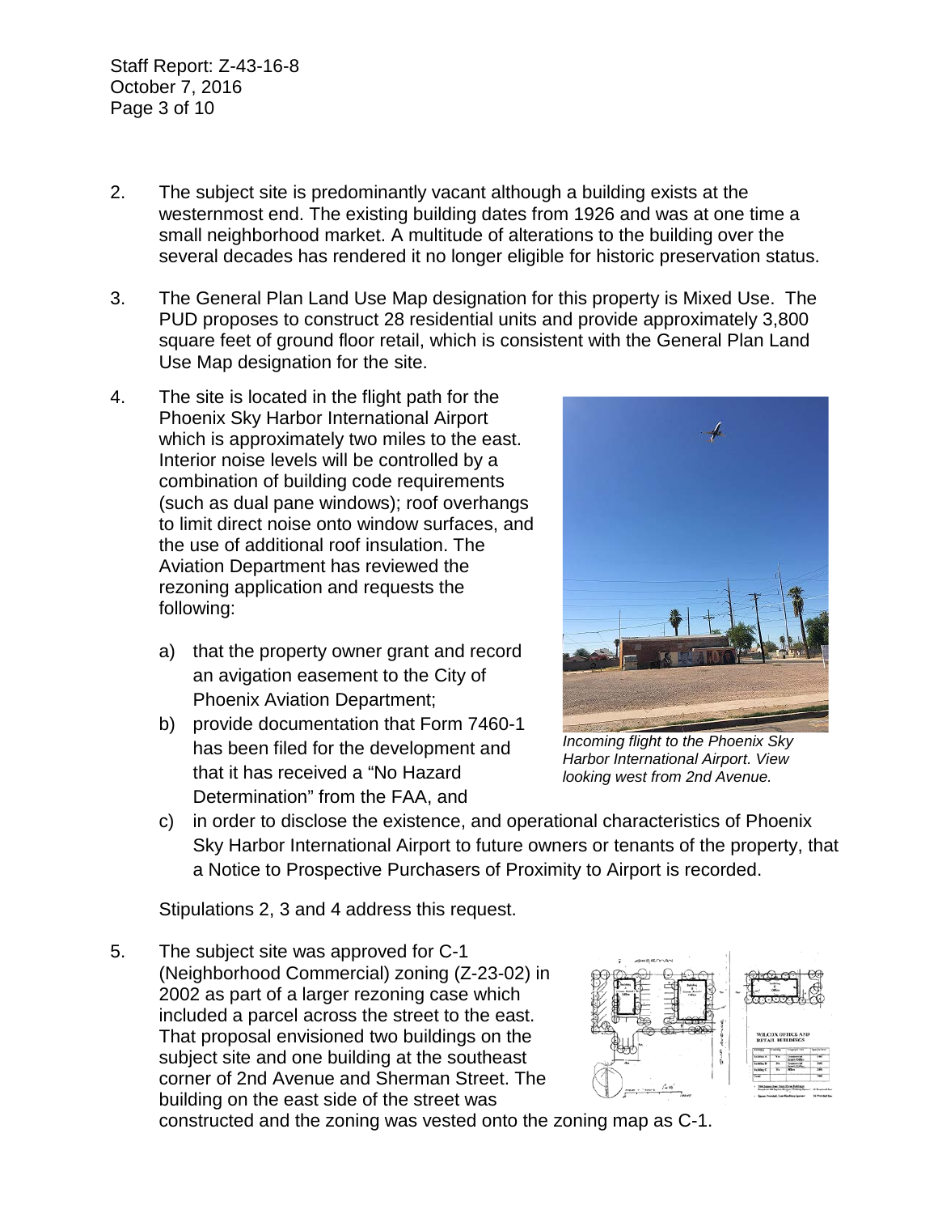2. The subject site is predominantly vacant although a building exists at the westernmost end. The existing building dates from 1926 and was at one time a small neighborhood market. A multitude of alterations to the building over the several decades has rendered it no longer eligible for historic preservation status.

3. The General Plan Land Use Map designation for this property is Mixed Use. The PUD proposes to construct 28 residential units and provide approximately 3,800 square feet of ground floor retail, which is consistent with the General Plan Land Use Map designation for the site.

4. The site is located in the flight path for the Phoenix Sky Harbor International Airport which is approximately two miles to the east. Interior noise levels will be controlled by a combination of building code requirements (such as dual pane windows); roof overhangs to limit direct noise onto window surfaces, and the use of additional roof insulation. The Aviation Department has reviewed the rezoning application and requests the following:

   a) that the property owner grant and record an avigation easement to the City of Phoenix Aviation Department;

   b) provide documentation that Form 7460-1 has been filed for the development and that it has received a "No Hazard Determination" from the FAA, and

   c) in order to disclose the existence, and operational characteristics of Phoenix Sky Harbor International Airport to future owners or tenants of the property, that a Notice to Prospective Purchasers of Proximity to Airport is recorded.

   Stipulations 2, 3 and 4 address this request.

*Incoming flight to the Phoenix Sky Harbor International Airport. View looking west from 2nd Avenue.*

5. The subject site was approved for C-1 (Neighborhood Commercial) zoning (Z-23-02) in 2002 as part of a larger rezoning case which included a parcel across the street to the east. That proposal envisioned two buildings on the subject site and one building at the southeast corner of 2nd Avenue and Sherman Street. The building on the east side of the street was constructed and the zoning was vested onto the zoning map as C-1.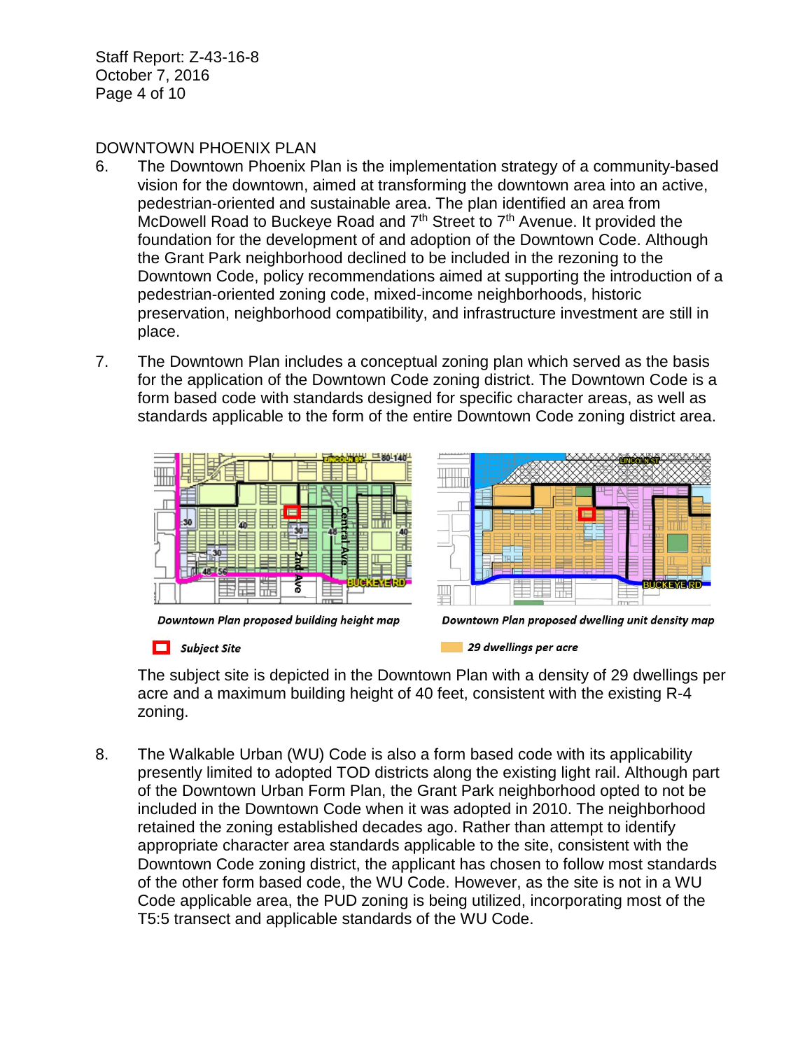## DOWNTOWN PHOENIX PLAN

6. The Downtown Phoenix Plan is the implementation strategy of a community-based vision for the downtown, aimed at transforming the downtown area into an active, pedestrian-oriented and sustainable area. The plan identified an area from McDowell Road to Buckeye Road and 7th Street to 7th Avenue. It provided the foundation for the development of and adoption of the Downtown Code. Although the Grant Park neighborhood declined to be included in the rezoning to the Downtown Code, policy recommendations aimed at supporting the introduction of a pedestrian-oriented zoning code, mixed-income neighborhoods, historic preservation, neighborhood compatibility, and infrastructure investment are still in place.

7. The Downtown Plan includes a conceptual zoning plan which served as the basis for the application of the Downtown Code zoning district. The Downtown Code is a form based code with standards designed for specific character areas, as well as standards applicable to the form of the entire Downtown Code zoning district area.

   *Downtown Plan proposed building height map*

   *Downtown Plan proposed dwelling unit density map*

   *Subject Site*

   *29 dwellings per acre*

   The subject site is depicted in the Downtown Plan with a density of 29 dwellings per acre and a maximum building height of 40 feet, consistent with the existing R-4 zoning.

8. The Walkable Urban (WU) Code is also a form based code with its applicability presently limited to adopted TOD districts along the existing light rail. Although part of the Downtown Urban Form Plan, the Grant Park neighborhood opted to not be included in the Downtown Code when it was adopted in 2010. The neighborhood retained the zoning established decades ago. Rather than attempt to identify appropriate character area standards applicable to the site, consistent with the Downtown Code zoning district, the applicant has chosen to follow most standards of the other form based code, the WU Code. However, as the site is not in a WU Code applicable area, the PUD zoning is being utilized, incorporating most of the T5:5 transect and applicable standards of the WU Code.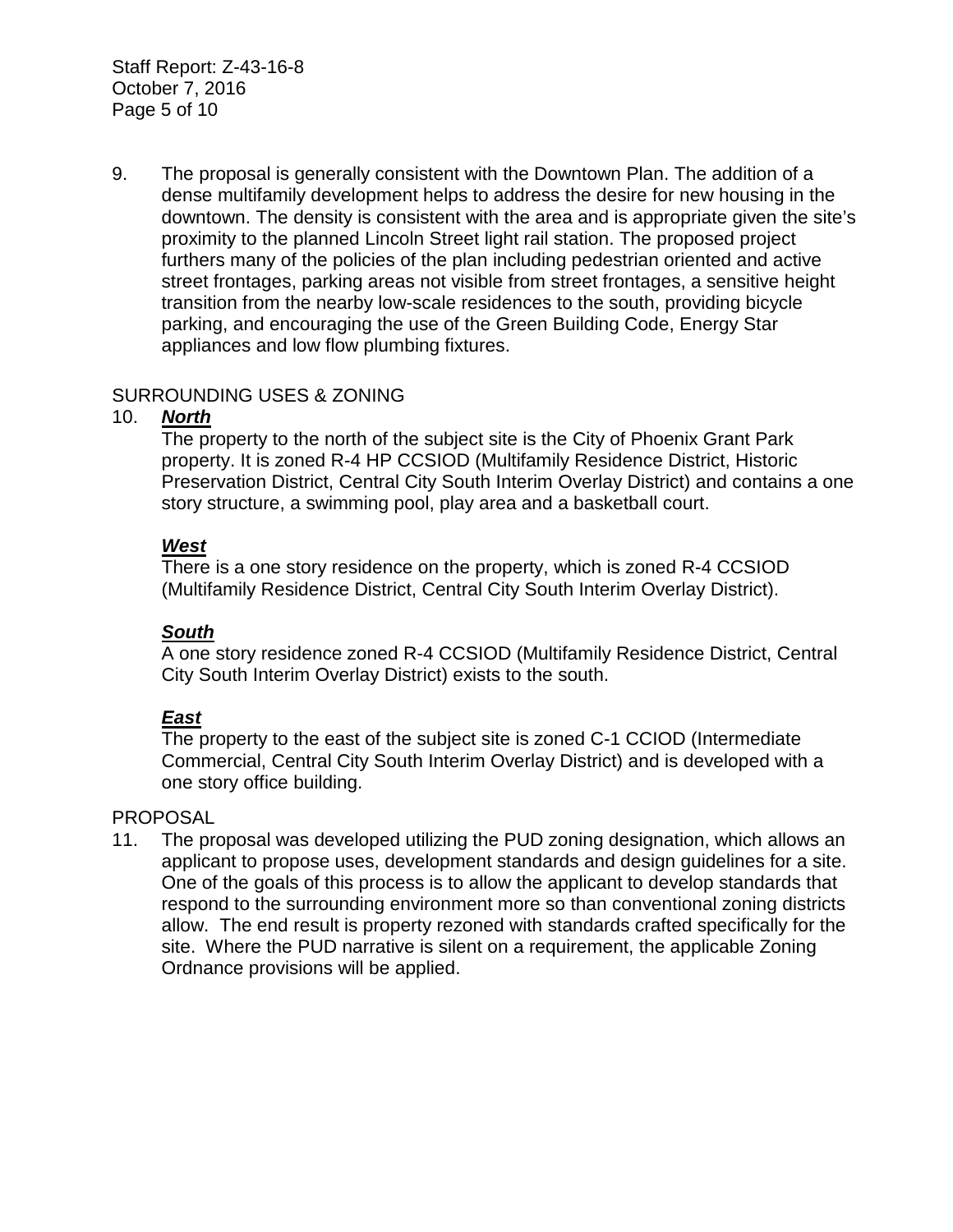9. The proposal is generally consistent with the Downtown Plan. The addition of a dense multifamily development helps to address the desire for new housing in the downtown. The density is consistent with the area and is appropriate given the site's proximity to the planned Lincoln Street light rail station. The proposed project furthers many of the policies of the plan including pedestrian oriented and active street frontages, parking areas not visible from street frontages, a sensitive height transition from the nearby low-scale residences to the south, providing bicycle parking, and encouraging the use of the Green Building Code, Energy Star appliances and low flow plumbing fixtures.

SURROUNDING USES & ZONING

10. ***North***

    The property to the north of the subject site is the City of Phoenix Grant Park property. It is zoned R-4 HP CCSIOD (Multifamily Residence District, Historic Preservation District, Central City South Interim Overlay District) and contains a one story structure, a swimming pool, play area and a basketball court.

    ***West***

    There is a one story residence on the property, which is zoned R-4 CCSIOD (Multifamily Residence District, Central City South Interim Overlay District).

    ***South***

    A one story residence zoned R-4 CCSIOD (Multifamily Residence District, Central City South Interim Overlay District) exists to the south.

    ***East***

    The property to the east of the subject site is zoned C-1 CCIOD (Intermediate Commercial, Central City South Interim Overlay District) and is developed with a one story office building.

PROPOSAL

11. The proposal was developed utilizing the PUD zoning designation, which allows an applicant to propose uses, development standards and design guidelines for a site. One of the goals of this process is to allow the applicant to develop standards that respond to the surrounding environment more so than conventional zoning districts allow. The end result is property rezoned with standards crafted specifically for the site. Where the PUD narrative is silent on a requirement, the applicable Zoning Ordnance provisions will be applied.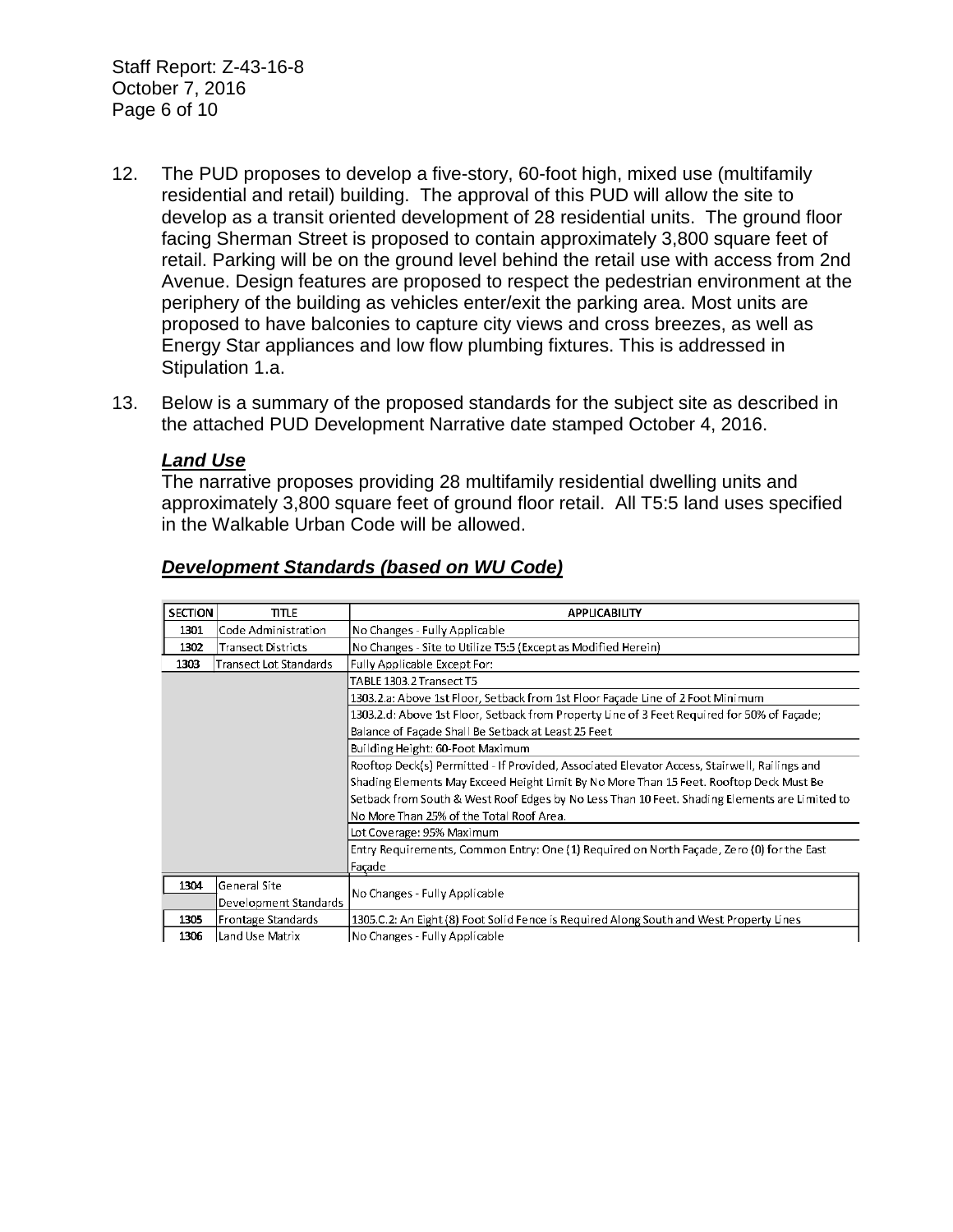12. The PUD proposes to develop a five-story, 60-foot high, mixed use (multifamily residential and retail) building. The approval of this PUD will allow the site to develop as a transit oriented development of 28 residential units. The ground floor facing Sherman Street is proposed to contain approximately 3,800 square feet of retail. Parking will be on the ground level behind the retail use with access from 2nd Avenue. Design features are proposed to respect the pedestrian environment at the periphery of the building as vehicles enter/exit the parking area. Most units are proposed to have balconies to capture city views and cross breezes, as well as Energy Star appliances and low flow plumbing fixtures. This is addressed in Stipulation 1.a.

13. Below is a summary of the proposed standards for the subject site as described in the attached PUD Development Narrative date stamped October 4, 2016.

***Land Use***

The narrative proposes providing 28 multifamily residential dwelling units and approximately 3,800 square feet of ground floor retail. All T5:5 land uses specified in the Walkable Urban Code will be allowed.

***Development Standards (based on WU Code)***

| SECTION | TITLE | APPLICABILITY |
|---|---|---|
| 1301 | Code Administration | No Changes - Fully Applicable |
| 1302 | Transect Districts | No Changes - Site to Utilize T5:5 (Except as Modified Herein) |
| 1303 | Transect Lot Standards | Fully Applicable Except For: |
| | | TABLE 1303.2 Transect T5 |
| | | 1303.2.a: Above 1st Floor, Setback from 1st Floor Façade Line of 2 Foot Minimum |
| | | 1303.2.d: Above 1st Floor, Setback from Property Line of 3 Feet Required for 50% of Façade; Balance of Façade Shall Be Setback at Least 25 Feet |
| | | Building Height: 60-Foot Maximum |
| | | Rooftop Deck(s) Permitted - If Provided, Associated Elevator Access, Stairwell, Railings and Shading Elements May Exceed Height Limit By No More Than 15 Feet. Rooftop Deck Must Be Setback from South & West Roof Edges by No Less Than 10 Feet. Shading Elements are Limited to No More Than 25% of the Total Roof Area. |
| | | Lot Coverage: 95% Maximum |
| | | Entry Requirements, Common Entry: One (1) Required on North Façade, Zero (0) for the East Façade |
| 1304 | General Site Development Standards | No Changes - Fully Applicable |
| 1305 | Frontage Standards | 1305.C.2: An Eight (8) Foot Solid Fence is Required Along South and West Property Lines |
| 1306 | Land Use Matrix | No Changes - Fully Applicable |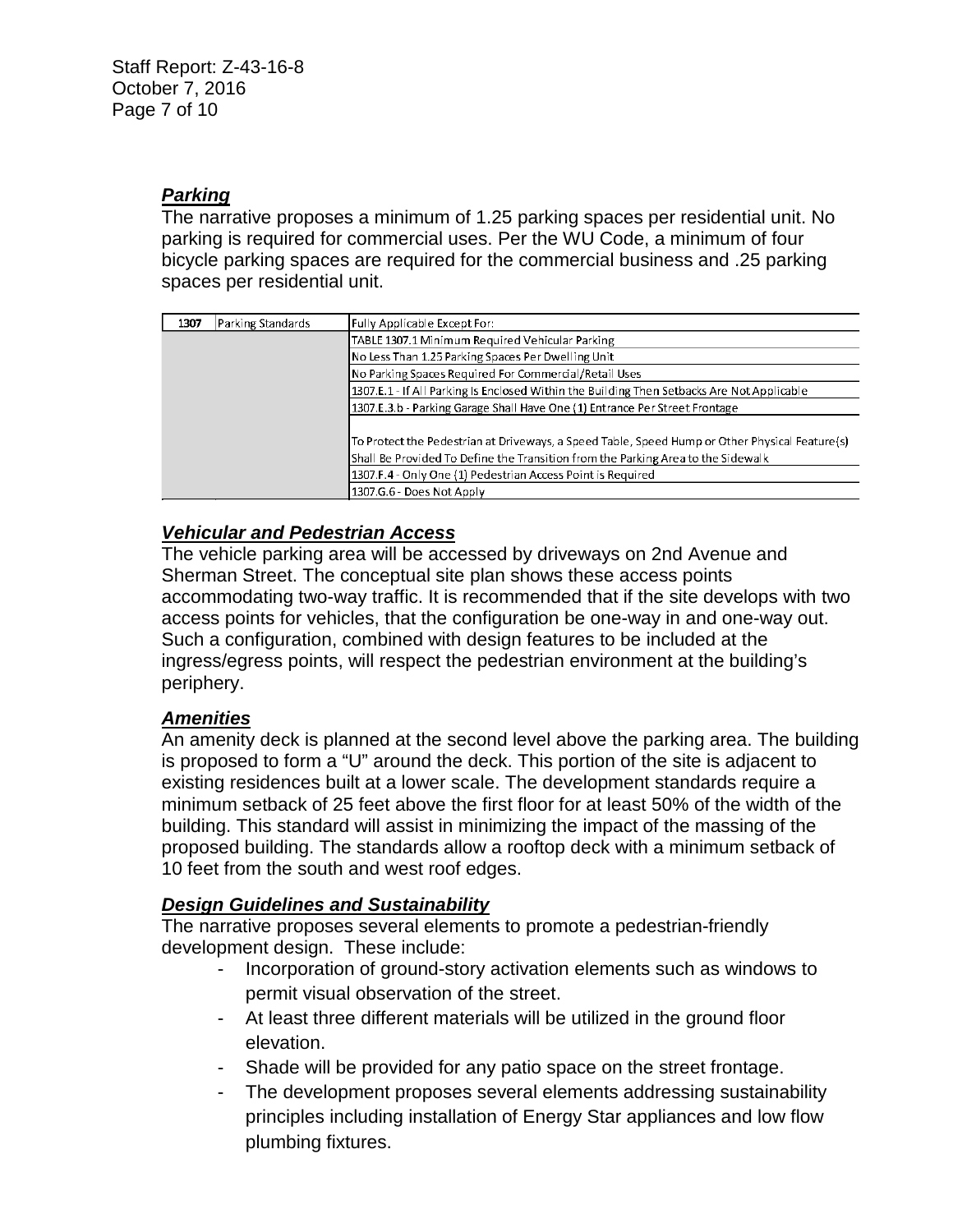### ***Parking***

The narrative proposes a minimum of 1.25 parking spaces per residential unit. No parking is required for commercial uses. Per the WU Code, a minimum of four bicycle parking spaces are required for the commercial business and .25 parking spaces per residential unit.

| 1307 | Parking Standards | Fully Applicable Except For: |
|---|---|---|
| | | TABLE 1307.1 Minimum Required Vehicular Parking |
| | | No Less Than 1.25 Parking Spaces Per Dwelling Unit |
| | | No Parking Spaces Required For Commercial/Retail Uses |
| | | 1307.E.1 - If All Parking Is Enclosed Within the Building Then Setbacks Are Not Applicable |
| | | 1307.E.3.b - Parking Garage Shall Have One (1) Entrance Per Street Frontage |
| | | To Protect the Pedestrian at Driveways, a Speed Table, Speed Hump or Other Physical Feature(s) Shall Be Provided To Define the Transition from the Parking Area to the Sidewalk |
| | | 1307.F.4 - Only One (1) Pedestrian Access Point is Required |
| | | 1307.G.6 - Does Not Apply |

### ***Vehicular and Pedestrian Access***

The vehicle parking area will be accessed by driveways on 2nd Avenue and Sherman Street. The conceptual site plan shows these access points accommodating two-way traffic. It is recommended that if the site develops with two access points for vehicles, that the configuration be one-way in and one-way out. Such a configuration, combined with design features to be included at the ingress/egress points, will respect the pedestrian environment at the building's periphery.

### ***Amenities***

An amenity deck is planned at the second level above the parking area. The building is proposed to form a "U" around the deck. This portion of the site is adjacent to existing residences built at a lower scale. The development standards require a minimum setback of 25 feet above the first floor for at least 50% of the width of the building. This standard will assist in minimizing the impact of the massing of the proposed building. The standards allow a rooftop deck with a minimum setback of 10 feet from the south and west roof edges.

### ***Design Guidelines and Sustainability***

The narrative proposes several elements to promote a pedestrian-friendly development design. These include:

- Incorporation of ground-story activation elements such as windows to permit visual observation of the street.
- At least three different materials will be utilized in the ground floor elevation.
- Shade will be provided for any patio space on the street frontage.
- The development proposes several elements addressing sustainability principles including installation of Energy Star appliances and low flow plumbing fixtures.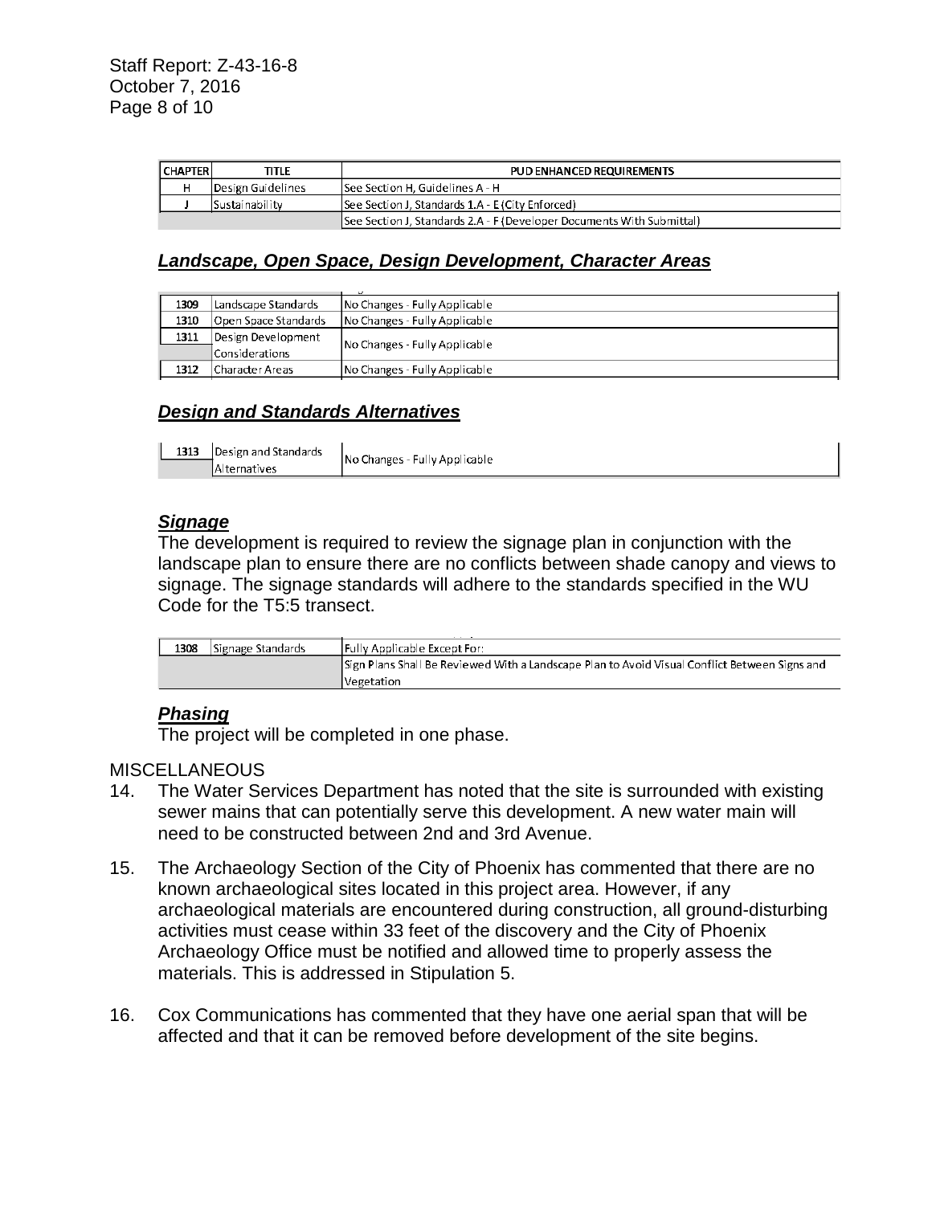| CHAPTER | TITLE | PUD ENHANCED REQUIREMENTS |
|---|---|---|
| H | Design Guidelines | See Section H, Guidelines A - H |
| J | Sustainability | See Section J, Standards 1.A - E (City Enforced) |
| | | See Section J, Standards 2.A - F (Developer Documents With Submittal) |

### *Landscape, Open Space, Design Development, Character Areas*

| | | |
|---|---|---|
| 1309 | Landscape Standards | No Changes - Fully Applicable |
| 1310 | Open Space Standards | No Changes - Fully Applicable |
| 1311 | Design Development Considerations | No Changes - Fully Applicable |
| 1312 | Character Areas | No Changes - Fully Applicable |

### *Design and Standards Alternatives*

| | | |
|---|---|---|
| 1313 | Design and Standards Alternatives | No Changes - Fully Applicable |

### *Signage*

The development is required to review the signage plan in conjunction with the landscape plan to ensure there are no conflicts between shade canopy and views to signage. The signage standards will adhere to the standards specified in the WU Code for the T5:5 transect.

| | | |
|---|---|---|
| 1308 | Signage Standards | Fully Applicable Except For: |
| | | Sign Plans Shall Be Reviewed With a Landscape Plan to Avoid Visual Conflict Between Signs and Vegetation |

### *Phasing*

The project will be completed in one phase.

MISCELLANEOUS

14. The Water Services Department has noted that the site is surrounded with existing sewer mains that can potentially serve this development. A new water main will need to be constructed between 2nd and 3rd Avenue.

15. The Archaeology Section of the City of Phoenix has commented that there are no known archaeological sites located in this project area. However, if any archaeological materials are encountered during construction, all ground-disturbing activities must cease within 33 feet of the discovery and the City of Phoenix Archaeology Office must be notified and allowed time to properly assess the materials. This is addressed in Stipulation 5.

16. Cox Communications has commented that they have one aerial span that will be affected and that it can be removed before development of the site begins.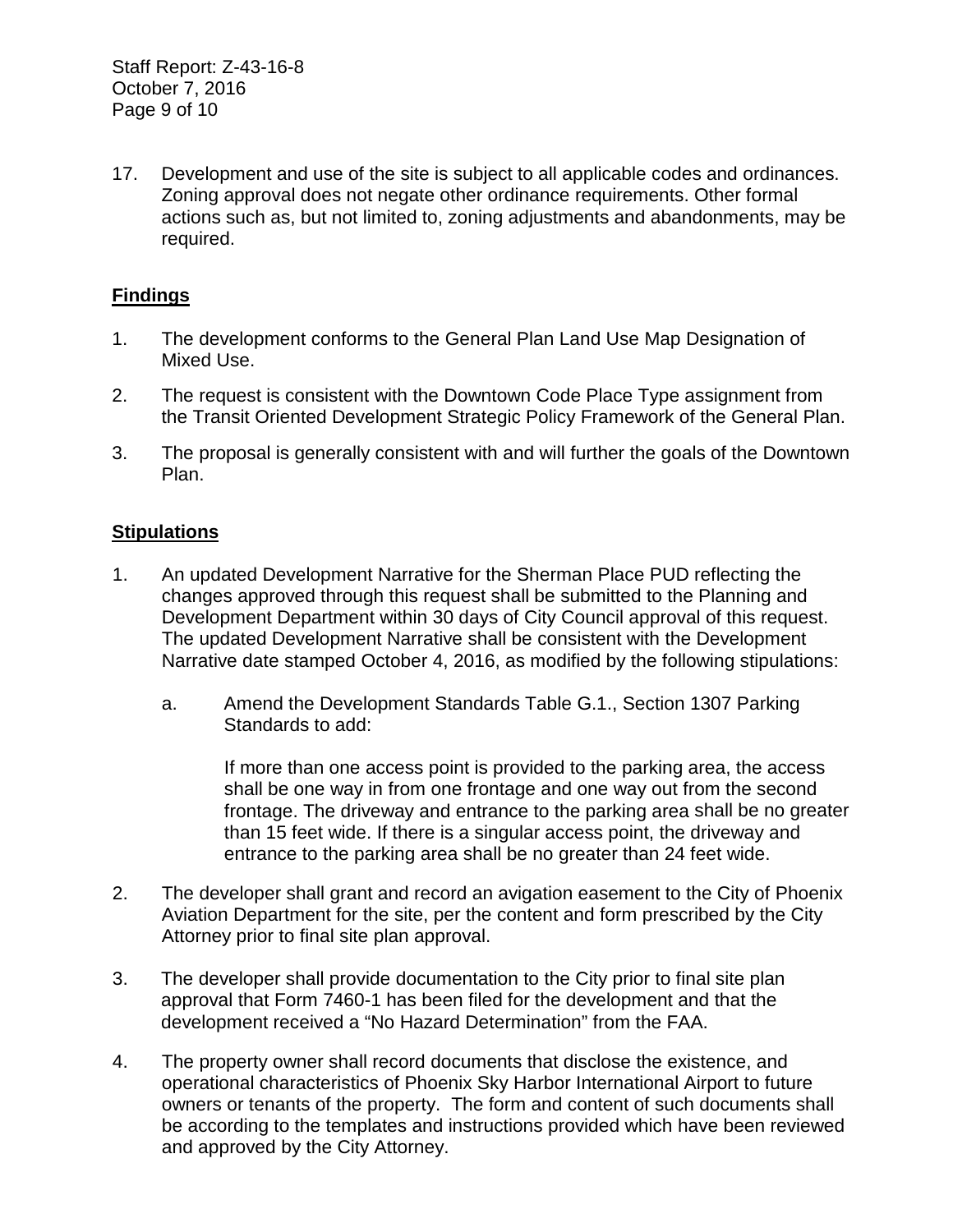17. Development and use of the site is subject to all applicable codes and ordinances. Zoning approval does not negate other ordinance requirements. Other formal actions such as, but not limited to, zoning adjustments and abandonments, may be required.

## Findings

1. The development conforms to the General Plan Land Use Map Designation of Mixed Use.

2. The request is consistent with the Downtown Code Place Type assignment from the Transit Oriented Development Strategic Policy Framework of the General Plan.

3. The proposal is generally consistent with and will further the goals of the Downtown Plan.

## Stipulations

1. An updated Development Narrative for the Sherman Place PUD reflecting the changes approved through this request shall be submitted to the Planning and Development Department within 30 days of City Council approval of this request. The updated Development Narrative shall be consistent with the Development Narrative date stamped October 4, 2016, as modified by the following stipulations:

   a. Amend the Development Standards Table G.1., Section 1307 Parking Standards to add:

      If more than one access point is provided to the parking area, the access shall be one way in from one frontage and one way out from the second frontage. The driveway and entrance to the parking area shall be no greater than 15 feet wide. If there is a singular access point, the driveway and entrance to the parking area shall be no greater than 24 feet wide.

2. The developer shall grant and record an avigation easement to the City of Phoenix Aviation Department for the site, per the content and form prescribed by the City Attorney prior to final site plan approval.

3. The developer shall provide documentation to the City prior to final site plan approval that Form 7460-1 has been filed for the development and that the development received a "No Hazard Determination" from the FAA.

4. The property owner shall record documents that disclose the existence, and operational characteristics of Phoenix Sky Harbor International Airport to future owners or tenants of the property. The form and content of such documents shall be according to the templates and instructions provided which have been reviewed and approved by the City Attorney.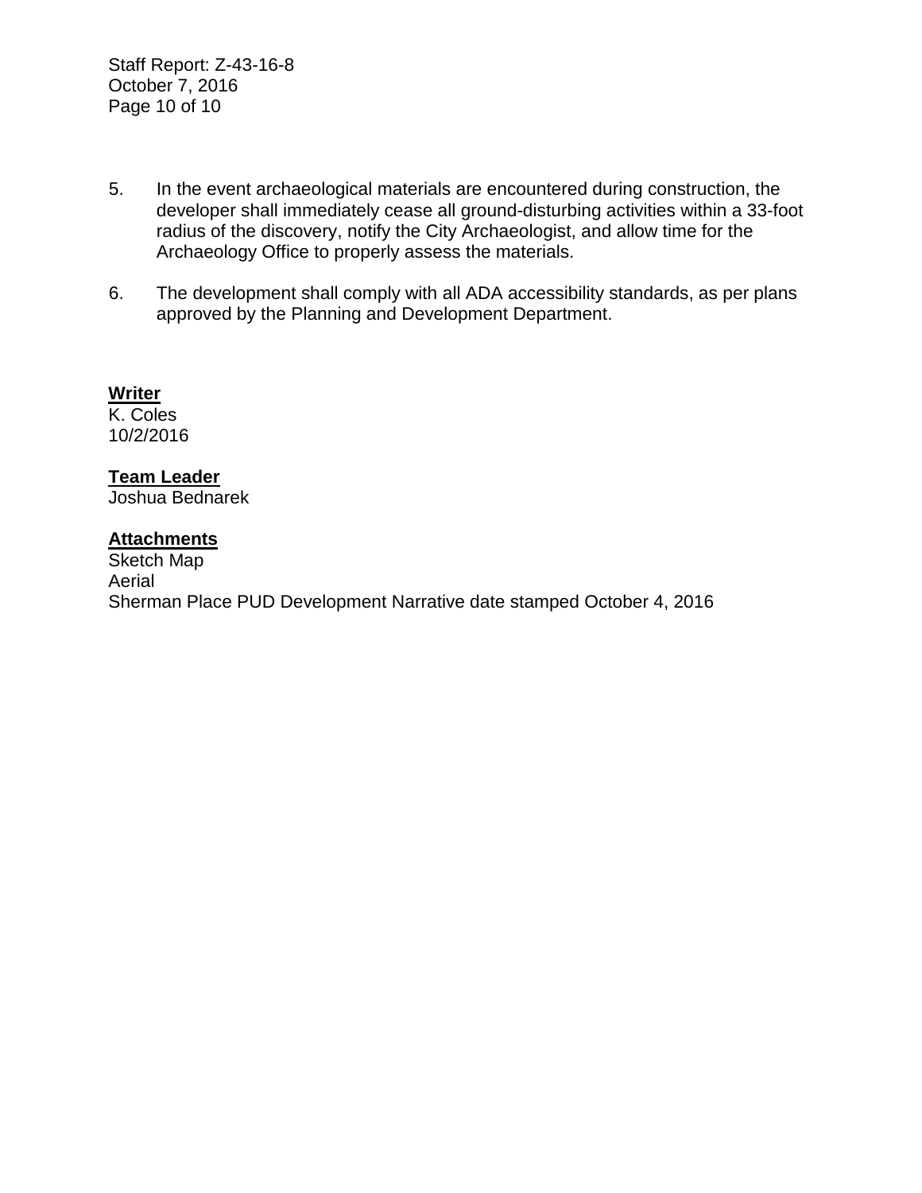5. In the event archaeological materials are encountered during construction, the developer shall immediately cease all ground-disturbing activities within a 33-foot radius of the discovery, notify the City Archaeologist, and allow time for the Archaeology Office to properly assess the materials.

6. The development shall comply with all ADA accessibility standards, as per plans approved by the Planning and Development Department.

**Writer**
K. Coles
10/2/2016

**Team Leader**
Joshua Bednarek

**Attachments**
Sketch Map
Aerial
Sherman Place PUD Development Narrative date stamped October 4, 2016